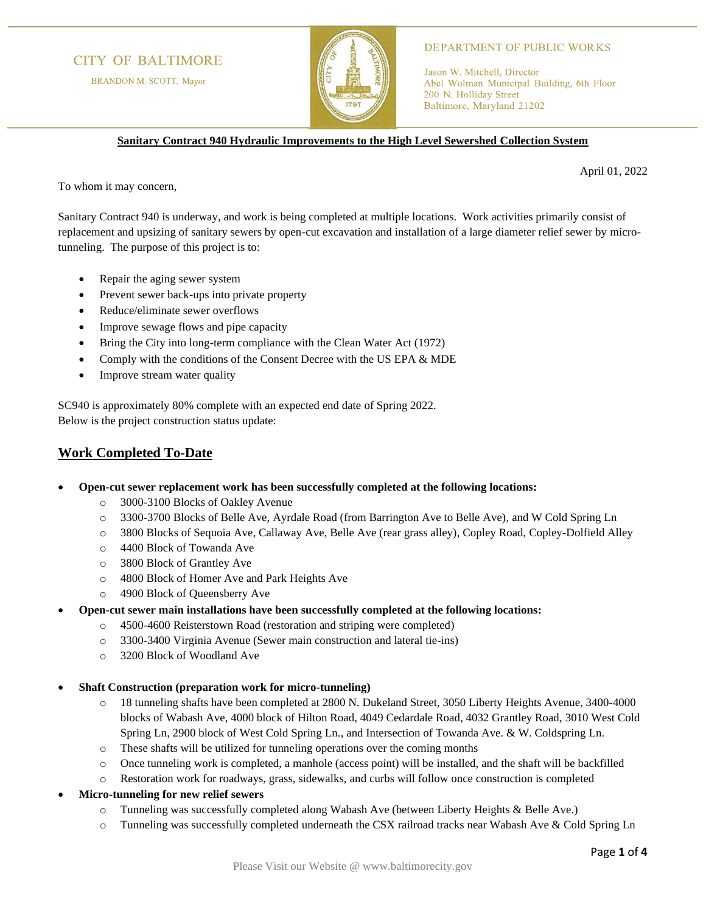CITY OF BALTIMORE

BRANDON M. SCOTT, Mayor

DEPARTMENT OF PUBLIC WORKS

Jason W. Mitchell, Director
Abel Wolman Municipal Building, 6th Floor
200 N. Holliday Street
Baltimore, Maryland 21202

**Sanitary Contract 940 Hydraulic Improvements to the High Level Sewershed Collection System**

April 01, 2022

To whom it may concern,

Sanitary Contract 940 is underway, and work is being completed at multiple locations. Work activities primarily consist of replacement and upsizing of sanitary sewers by open-cut excavation and installation of a large diameter relief sewer by micro-tunneling. The purpose of this project is to:

- Repair the aging sewer system
- Prevent sewer back-ups into private property
- Reduce/eliminate sewer overflows
- Improve sewage flows and pipe capacity
- Bring the City into long-term compliance with the Clean Water Act (1972)
- Comply with the conditions of the Consent Decree with the US EPA & MDE
- Improve stream water quality

SC940 is approximately 80% complete with an expected end date of Spring 2022.
Below is the project construction status update:

## Work Completed To-Date

- **Open-cut sewer replacement work has been successfully completed at the following locations:**
  - 3000-3100 Blocks of Oakley Avenue
  - 3300-3700 Blocks of Belle Ave, Ayrdale Road (from Barrington Ave to Belle Ave), and W Cold Spring Ln
  - 3800 Blocks of Sequoia Ave, Callaway Ave, Belle Ave (rear grass alley), Copley Road, Copley-Dolfield Alley
  - 4400 Block of Towanda Ave
  - 3800 Block of Grantley Ave
  - 4800 Block of Homer Ave and Park Heights Ave
  - 4900 Block of Queensberry Ave
- **Open-cut sewer main installations have been successfully completed at the following locations:**
  - 4500-4600 Reisterstown Road (restoration and striping were completed)
  - 3300-3400 Virginia Avenue (Sewer main construction and lateral tie-ins)
  - 3200 Block of Woodland Ave
- **Shaft Construction (preparation work for micro-tunneling)**
  - 18 tunneling shafts have been completed at 2800 N. Dukeland Street, 3050 Liberty Heights Avenue, 3400-4000 blocks of Wabash Ave, 4000 block of Hilton Road, 4049 Cedardale Road, 4032 Grantley Road, 3010 West Cold Spring Ln, 2900 block of West Cold Spring Ln., and Intersection of Towanda Ave. & W. Coldspring Ln.
  - These shafts will be utilized for tunneling operations over the coming months
  - Once tunneling work is completed, a manhole (access point) will be installed, and the shaft will be backfilled
  - Restoration work for roadways, grass, sidewalks, and curbs will follow once construction is completed
- **Micro-tunneling for new relief sewers**
  - Tunneling was successfully completed along Wabash Ave (between Liberty Heights & Belle Ave.)
  - Tunneling was successfully completed underneath the CSX railroad tracks near Wabash Ave & Cold Spring Ln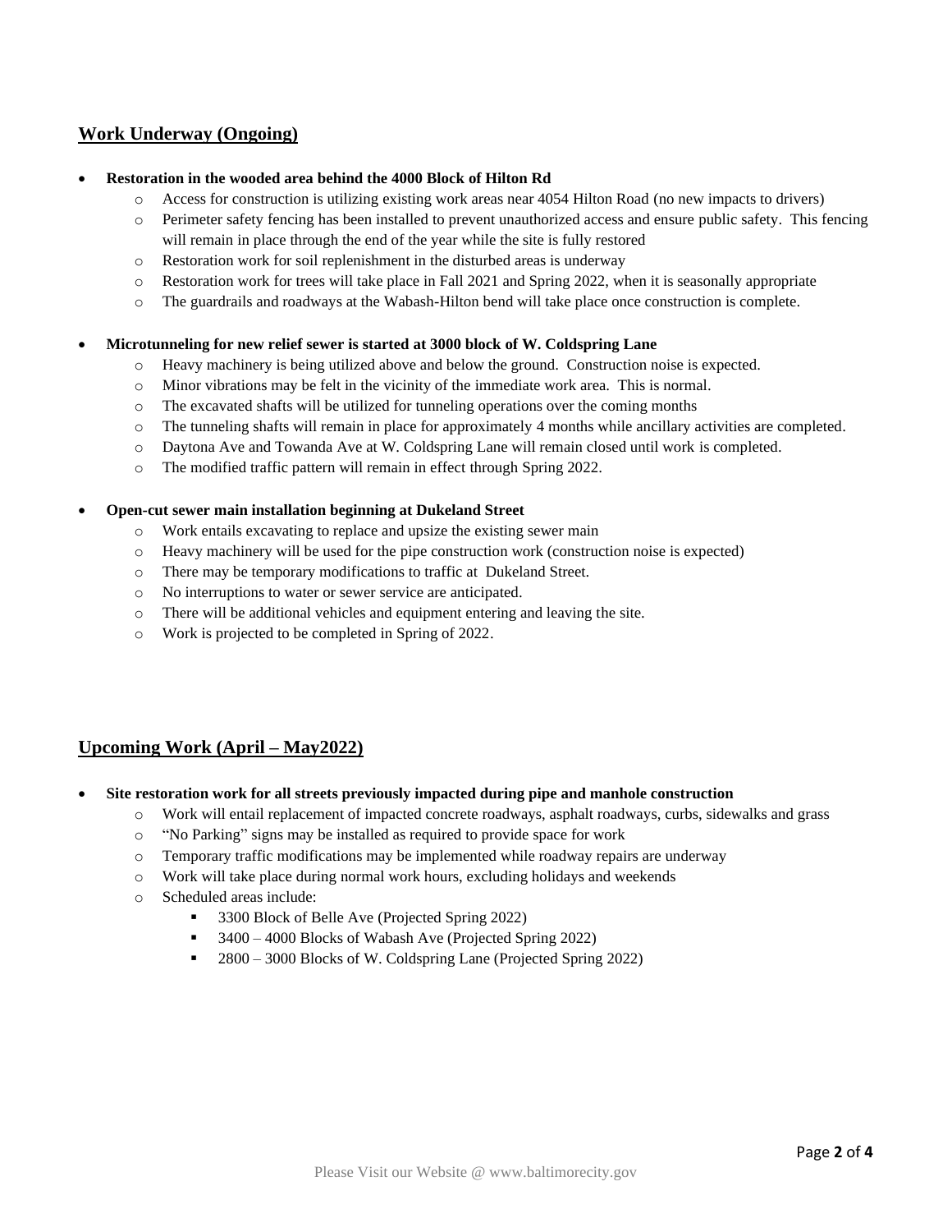## Work Underway (Ongoing)

- **Restoration in the wooded area behind the 4000 Block of Hilton Rd**
  - Access for construction is utilizing existing work areas near 4054 Hilton Road (no new impacts to drivers)
  - Perimeter safety fencing has been installed to prevent unauthorized access and ensure public safety. This fencing will remain in place through the end of the year while the site is fully restored
  - Restoration work for soil replenishment in the disturbed areas is underway
  - Restoration work for trees will take place in Fall 2021 and Spring 2022, when it is seasonally appropriate
  - The guardrails and roadways at the Wabash-Hilton bend will take place once construction is complete.

- **Microtunneling for new relief sewer is started at 3000 block of W. Coldspring Lane**
  - Heavy machinery is being utilized above and below the ground. Construction noise is expected.
  - Minor vibrations may be felt in the vicinity of the immediate work area. This is normal.
  - The excavated shafts will be utilized for tunneling operations over the coming months
  - The tunneling shafts will remain in place for approximately 4 months while ancillary activities are completed.
  - Daytona Ave and Towanda Ave at W. Coldspring Lane will remain closed until work is completed.
  - The modified traffic pattern will remain in effect through Spring 2022.

- **Open-cut sewer main installation beginning at Dukeland Street**
  - Work entails excavating to replace and upsize the existing sewer main
  - Heavy machinery will be used for the pipe construction work (construction noise is expected)
  - There may be temporary modifications to traffic at Dukeland Street.
  - No interruptions to water or sewer service are anticipated.
  - There will be additional vehicles and equipment entering and leaving the site.
  - Work is projected to be completed in Spring of 2022.

## Upcoming Work (April – May2022)

- **Site restoration work for all streets previously impacted during pipe and manhole construction**
  - Work will entail replacement of impacted concrete roadways, asphalt roadways, curbs, sidewalks and grass
  - "No Parking" signs may be installed as required to provide space for work
  - Temporary traffic modifications may be implemented while roadway repairs are underway
  - Work will take place during normal work hours, excluding holidays and weekends
  - Scheduled areas include:
    - 3300 Block of Belle Ave (Projected Spring 2022)
    - 3400 – 4000 Blocks of Wabash Ave (Projected Spring 2022)
    - 2800 – 3000 Blocks of W. Coldspring Lane (Projected Spring 2022)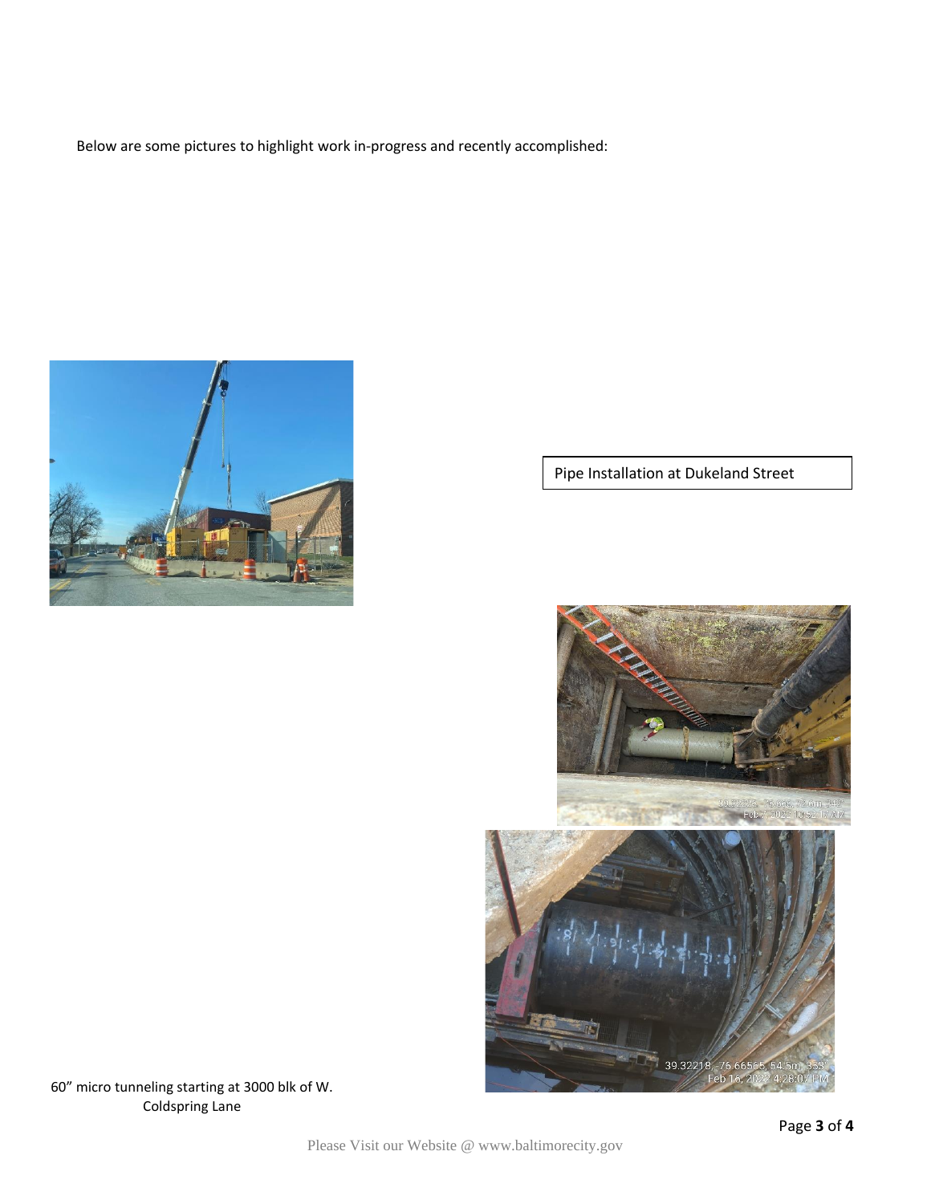Below are some pictures to highlight work in-progress and recently accomplished:

Pipe Installation at Dukeland Street

60” micro tunneling starting at 3000 blk of W. Coldspring Lane

Please Visit our Website @ www.baltimorecity.gov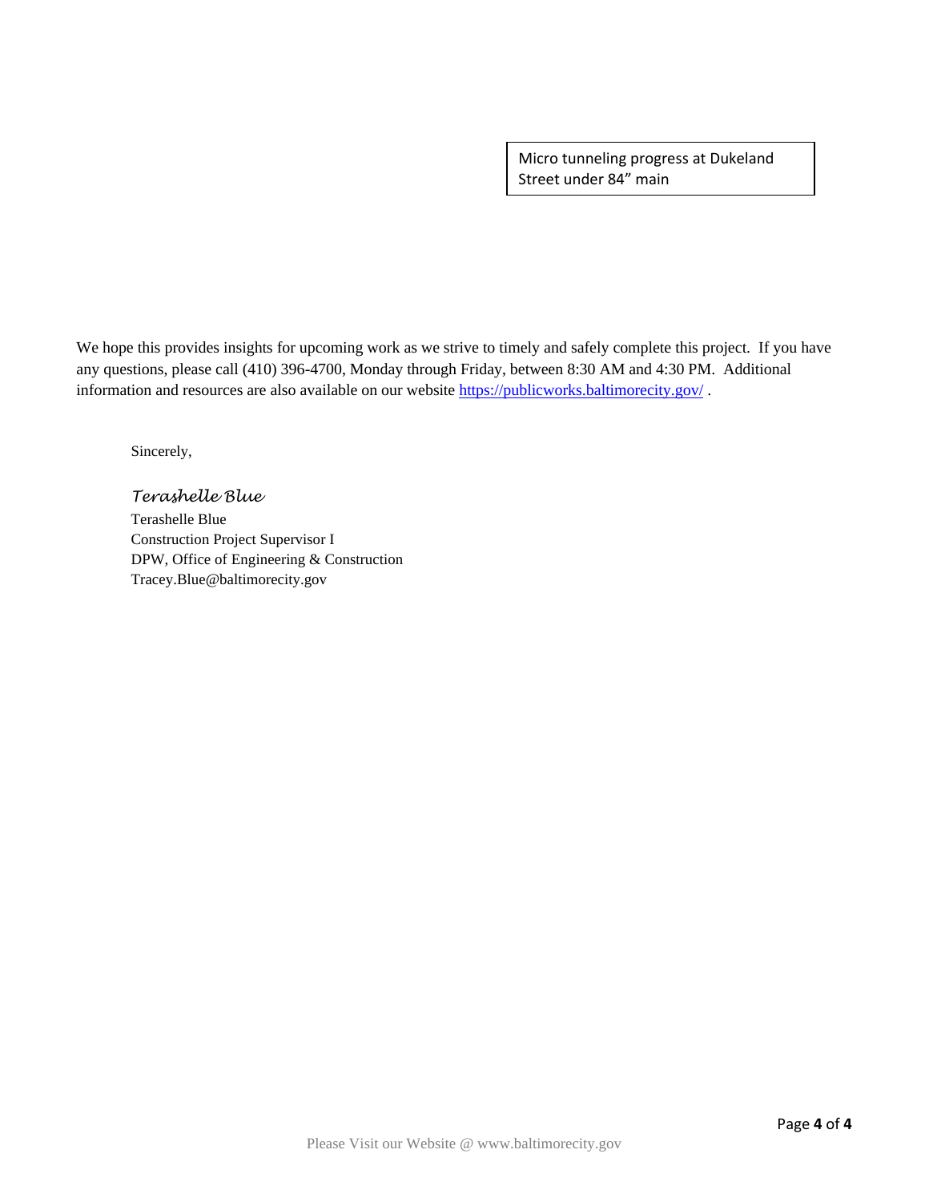Micro tunneling progress at Dukeland Street under 84" main

We hope this provides insights for upcoming work as we strive to timely and safely complete this project. If you have any questions, please call (410) 396-4700, Monday through Friday, between 8:30 AM and 4:30 PM. Additional information and resources are also available on our website [https://publicworks.baltimorecity.gov/](https://publicworks.baltimorecity.gov/) .

Sincerely,

*Terashelle Blue*

Terashelle Blue
Construction Project Supervisor I
DPW, Office of Engineering & Construction
Tracey.Blue@baltimorecity.gov

Please Visit our Website @ www.baltimorecity.gov